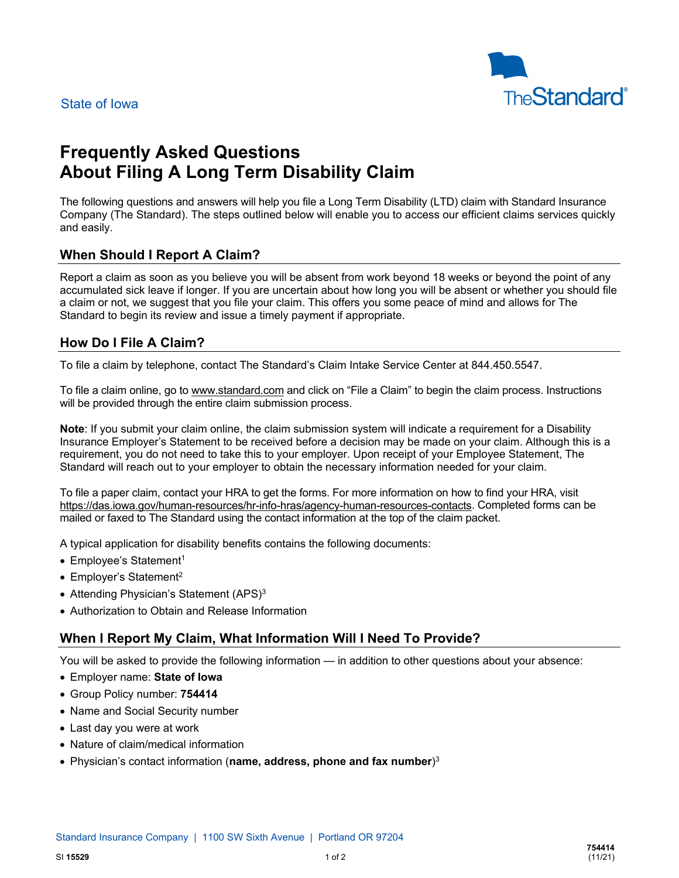State of Iowa

TheStandard

# Frequently Asked Questions
# About Filing A Long Term Disability Claim

The following questions and answers will help you file a Long Term Disability (LTD) claim with Standard Insurance Company (The Standard). The steps outlined below will enable you to access our efficient claims services quickly and easily.

## When Should I Report A Claim?

Report a claim as soon as you believe you will be absent from work beyond 18 weeks or beyond the point of any accumulated sick leave if longer. If you are uncertain about how long you will be absent or whether you should file a claim or not, we suggest that you file your claim. This offers you some peace of mind and allows for The Standard to begin its review and issue a timely payment if appropriate.

## How Do I File A Claim?

To file a claim by telephone, contact The Standard's Claim Intake Service Center at 844.450.5547.

To file a claim online, go to www.standard.com and click on "File a Claim" to begin the claim process. Instructions will be provided through the entire claim submission process.

**Note**: If you submit your claim online, the claim submission system will indicate a requirement for a Disability Insurance Employer's Statement to be received before a decision may be made on your claim. Although this is a requirement, you do not need to take this to your employer. Upon receipt of your Employee Statement, The Standard will reach out to your employer to obtain the necessary information needed for your claim.

To file a paper claim, contact your HRA to get the forms. For more information on how to find your HRA, visit https://das.iowa.gov/human-resources/hr-info-hras/agency-human-resources-contacts. Completed forms can be mailed or faxed to The Standard using the contact information at the top of the claim packet.

A typical application for disability benefits contains the following documents:

- Employee's Statement[1]
- Employer's Statement[2]
- Attending Physician's Statement (APS)[3]
- Authorization to Obtain and Release Information

## When I Report My Claim, What Information Will I Need To Provide?

You will be asked to provide the following information — in addition to other questions about your absence:

- Employer name: **State of Iowa**
- Group Policy number: **754414**
- Name and Social Security number
- Last day you were at work
- Nature of claim/medical information
- Physician's contact information (**name, address, phone and fax number**)[3]

Standard Insurance Company | 1100 SW Sixth Avenue | Portland OR 97204

SI **15529**

**754414**
(11/21)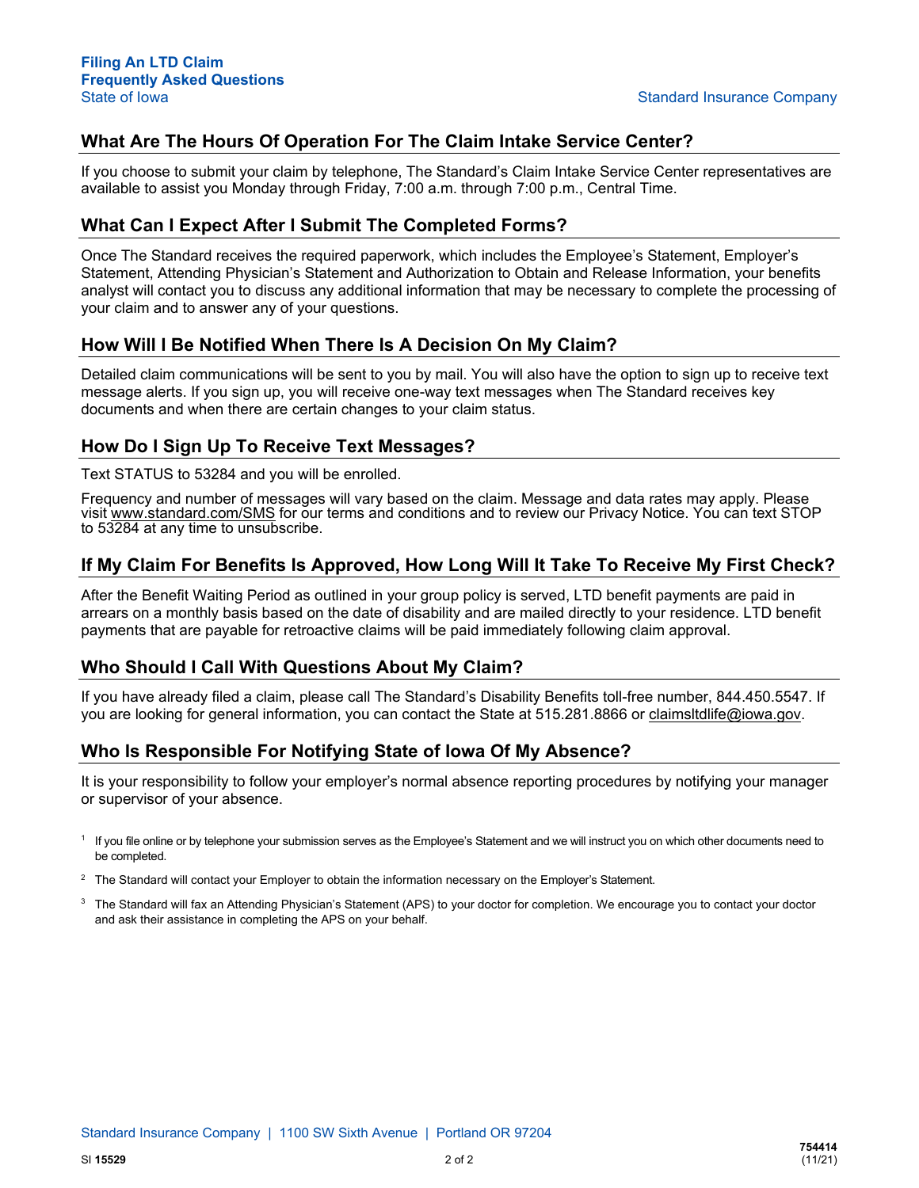## What Are The Hours Of Operation For The Claim Intake Service Center?

If you choose to submit your claim by telephone, The Standard's Claim Intake Service Center representatives are available to assist you Monday through Friday, 7:00 a.m. through 7:00 p.m., Central Time.

## What Can I Expect After I Submit The Completed Forms?

Once The Standard receives the required paperwork, which includes the Employee's Statement, Employer's Statement, Attending Physician's Statement and Authorization to Obtain and Release Information, your benefits analyst will contact you to discuss any additional information that may be necessary to complete the processing of your claim and to answer any of your questions.

## How Will I Be Notified When There Is A Decision On My Claim?

Detailed claim communications will be sent to you by mail. You will also have the option to sign up to receive text message alerts. If you sign up, you will receive one-way text messages when The Standard receives key documents and when there are certain changes to your claim status.

## How Do I Sign Up To Receive Text Messages?

Text STATUS to 53284 and you will be enrolled.

Frequency and number of messages will vary based on the claim. Message and data rates may apply. Please visit www.standard.com/SMS for our terms and conditions and to review our Privacy Notice. You can text STOP to 53284 at any time to unsubscribe.

## If My Claim For Benefits Is Approved, How Long Will It Take To Receive My First Check?

After the Benefit Waiting Period as outlined in your group policy is served, LTD benefit payments are paid in arrears on a monthly basis based on the date of disability and are mailed directly to your residence. LTD benefit payments that are payable for retroactive claims will be paid immediately following claim approval.

## Who Should I Call With Questions About My Claim?

If you have already filed a claim, please call The Standard's Disability Benefits toll-free number, 844.450.5547. If you are looking for general information, you can contact the State at 515.281.8866 or claimsltdlife@iowa.gov.

## Who Is Responsible For Notifying State of Iowa Of My Absence?

It is your responsibility to follow your employer's normal absence reporting procedures by notifying your manager or supervisor of your absence.

[1] If you file online or by telephone your submission serves as the Employee's Statement and we will instruct you on which other documents need to be completed.

[2] The Standard will contact your Employer to obtain the information necessary on the Employer's Statement.

[3] The Standard will fax an Attending Physician's Statement (APS) to your doctor for completion. We encourage you to contact your doctor and ask their assistance in completing the APS on your behalf.

Standard Insurance Company | 1100 SW Sixth Avenue | Portland OR 97204

SI **15529**

**754414**
(11/21)